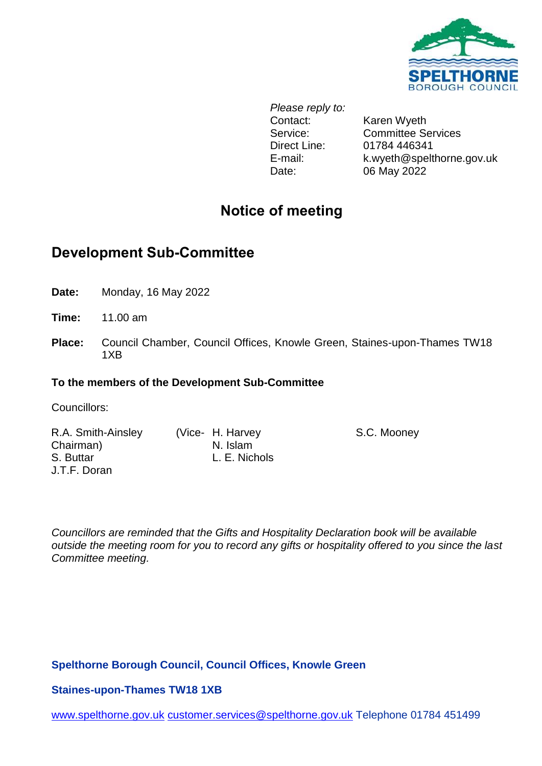*Please reply to:*

Contact: Karen Wyeth
Service: Committee Services
Direct Line: 01784 446341
E-mail: k.wyeth@spelthorne.gov.uk
Date: 06 May 2022

# Notice of meeting

## Development Sub-Committee

**Date:** Monday, 16 May 2022

**Time:** 11.00 am

**Place:** Council Chamber, Council Offices, Knowle Green, Staines-upon-Thames TW18 1XB

**To the members of the Development Sub-Committee**

Councillors:

R.A. Smith-Ainsley (Vice-Chairman)
S. Buttar
J.T.F. Doran
H. Harvey
N. Islam
L. E. Nichols
S.C. Mooney

*Councillors are reminded that the Gifts and Hospitality Declaration book will be available outside the meeting room for you to record any gifts or hospitality offered to you since the last Committee meeting.*

**Spelthorne Borough Council, Council Offices, Knowle Green**

**Staines-upon-Thames TW18 1XB**

www.spelthorne.gov.uk customer.services@spelthorne.gov.uk Telephone 01784 451499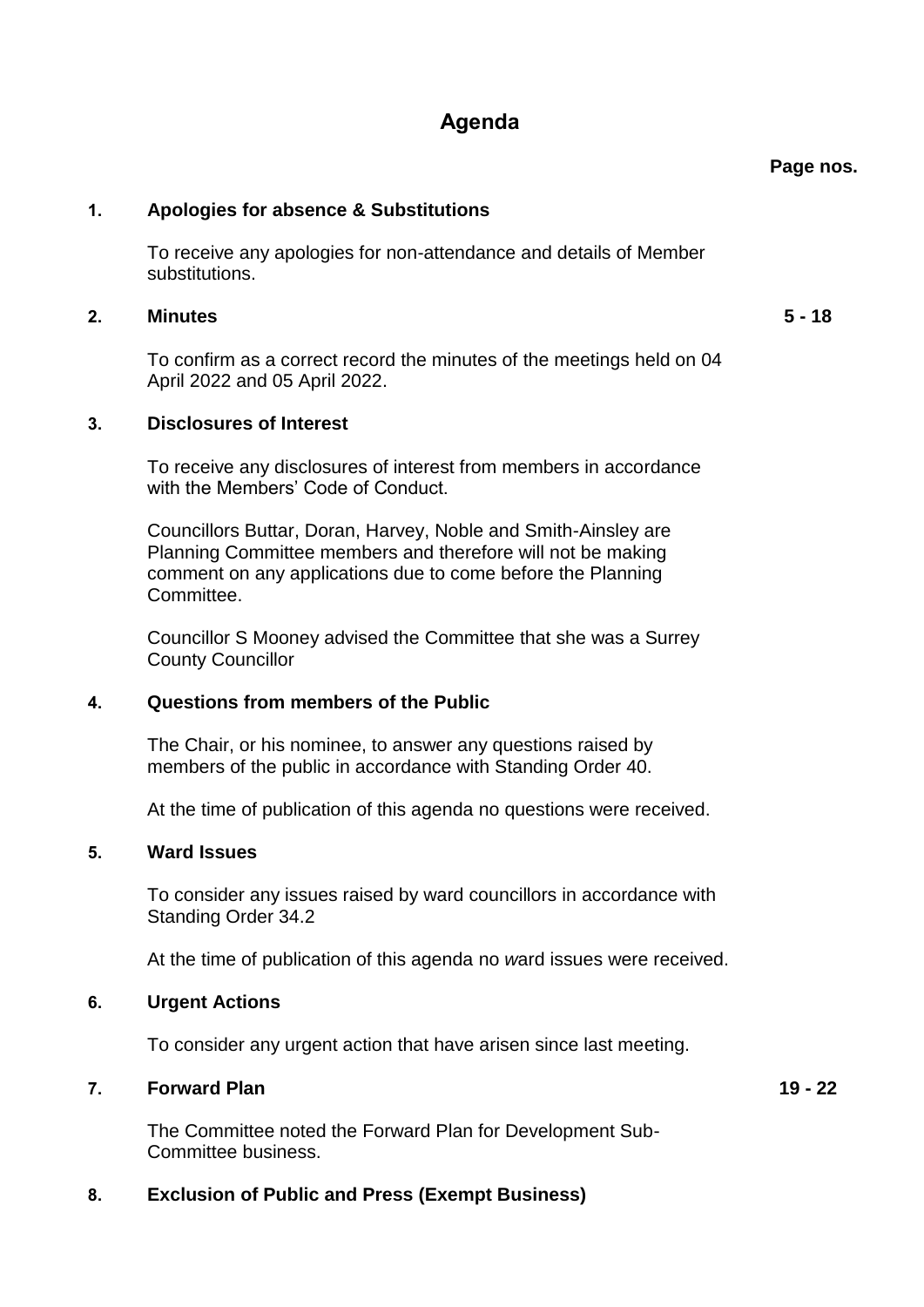# Agenda

**Page nos.**

**1. Apologies for absence & Substitutions**

To receive any apologies for non-attendance and details of Member substitutions.

**2. Minutes** **5 - 18**

To confirm as a correct record the minutes of the meetings held on 04 April 2022 and 05 April 2022.

**3. Disclosures of Interest**

To receive any disclosures of interest from members in accordance with the Members' Code of Conduct.

Councillors Buttar, Doran, Harvey, Noble and Smith-Ainsley are Planning Committee members and therefore will not be making comment on any applications due to come before the Planning Committee.

Councillor S Mooney advised the Committee that she was a Surrey County Councillor

**4. Questions from members of the Public**

The Chair, or his nominee, to answer any questions raised by members of the public in accordance with Standing Order 40.

At the time of publication of this agenda no questions were received.

**5. Ward Issues**

To consider any issues raised by ward councillors in accordance with Standing Order 34.2

At the time of publication of this agenda no *w*ard issues were received.

**6. Urgent Actions**

To consider any urgent action that have arisen since last meeting.

**7. Forward Plan** **19 - 22**

The Committee noted the Forward Plan for Development Sub-Committee business.

**8. Exclusion of Public and Press (Exempt Business)**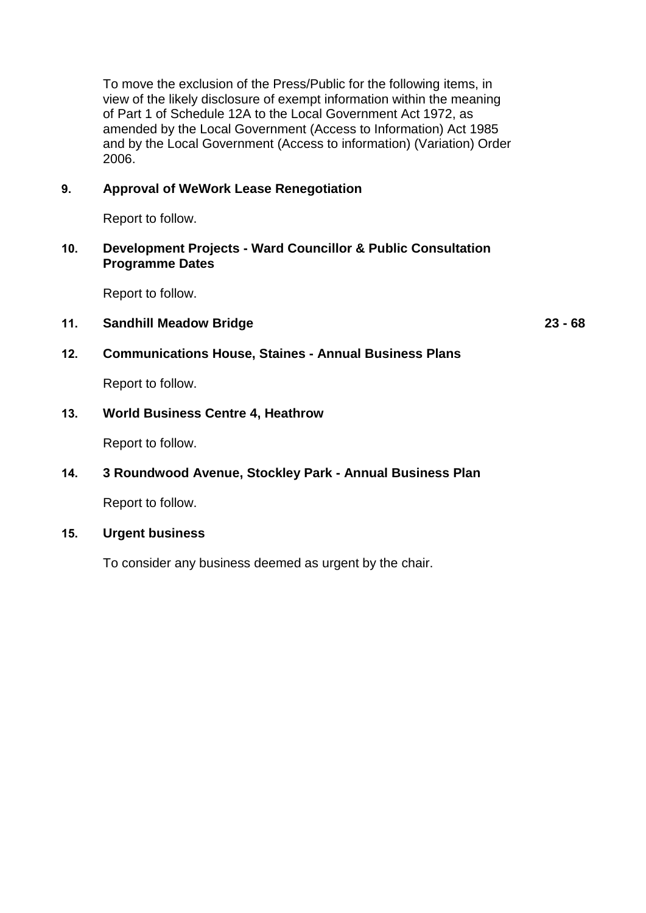To move the exclusion of the Press/Public for the following items, in view of the likely disclosure of exempt information within the meaning of Part 1 of Schedule 12A to the Local Government Act 1972, as amended by the Local Government (Access to Information) Act 1985 and by the Local Government (Access to information) (Variation) Order 2006.

**9. Approval of WeWork Lease Renegotiation**

Report to follow.

**10. Development Projects - Ward Councillor & Public Consultation Programme Dates**

Report to follow.

**11. Sandhill Meadow Bridge** **23 - 68**

**12. Communications House, Staines - Annual Business Plans**

Report to follow.

**13. World Business Centre 4, Heathrow**

Report to follow.

**14. 3 Roundwood Avenue, Stockley Park - Annual Business Plan**

Report to follow.

**15. Urgent business**

To consider any business deemed as urgent by the chair.